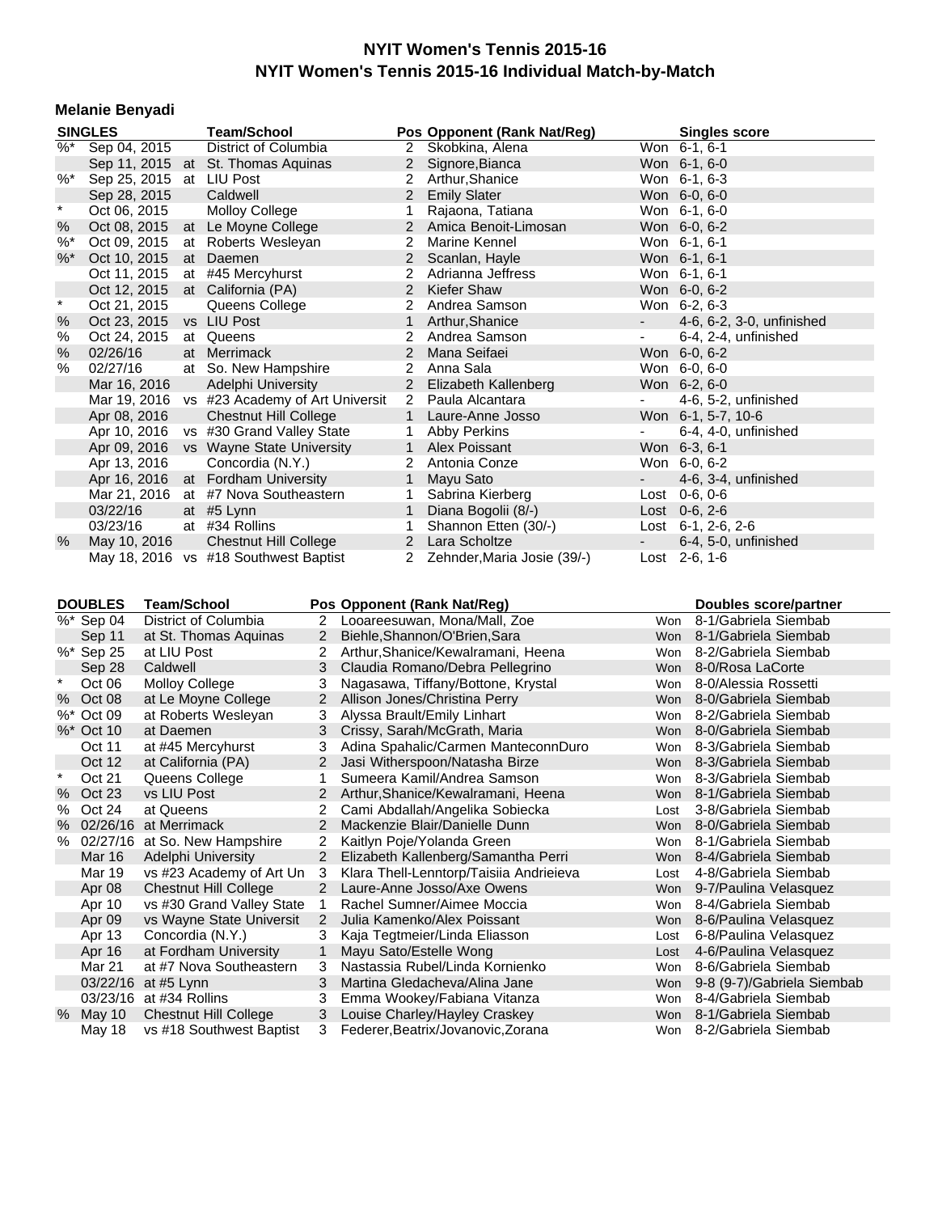# NYIT Women's Tennis 2015-16
## NYIT Women's Tennis 2015-16 Individual Match-by-Match

### Melanie Benyadi

| SINGLES | | | Team/School | Pos | Opponent (Rank Nat/Reg) | | Singles score |
|---|---|---|---|---|---|---|---|
| %* | Sep 04, 2015 | | District of Columbia | 2 | Skobkina, Alena | Won | 6-1, 6-1 |
| | Sep 11, 2015 | at | St. Thomas Aquinas | 2 | Signore,Bianca | Won | 6-1, 6-0 |
| %* | Sep 25, 2015 | at | LIU Post | 2 | Arthur,Shanice | Won | 6-1, 6-3 |
| | Sep 28, 2015 | | Caldwell | 2 | Emily Slater | Won | 6-0, 6-0 |
| * | Oct 06, 2015 | | Molloy College | 1 | Rajaona, Tatiana | Won | 6-1, 6-0 |
| % | Oct 08, 2015 | at | Le Moyne College | 2 | Amica Benoit-Limosan | Won | 6-0, 6-2 |
| %* | Oct 09, 2015 | at | Roberts Wesleyan | 2 | Marine Kennel | Won | 6-1, 6-1 |
| %* | Oct 10, 2015 | at | Daemen | 2 | Scanlan, Hayle | Won | 6-1, 6-1 |
| | Oct 11, 2015 | at | #45 Mercyhurst | 2 | Adrianna Jeffress | Won | 6-1, 6-1 |
| | Oct 12, 2015 | at | California (PA) | 2 | Kiefer Shaw | Won | 6-0, 6-2 |
| * | Oct 21, 2015 | | Queens College | 2 | Andrea Samson | Won | 6-2, 6-3 |
| % | Oct 23, 2015 | vs | LIU Post | 1 | Arthur,Shanice | - | 4-6, 6-2, 3-0, unfinished |
| % | Oct 24, 2015 | at | Queens | 2 | Andrea Samson | - | 6-4, 2-4, unfinished |
| % | 02/26/16 | at | Merrimack | 2 | Mana Seifaei | Won | 6-0, 6-2 |
| % | 02/27/16 | at | So. New Hampshire | 2 | Anna Sala | Won | 6-0, 6-0 |
| | Mar 16, 2016 | | Adelphi University | 2 | Elizabeth Kallenberg | Won | 6-2, 6-0 |
| | Mar 19, 2016 | vs | #23 Academy of Art Universit | 2 | Paula Alcantara | - | 4-6, 5-2, unfinished |
| | Apr 08, 2016 | | Chestnut Hill College | 1 | Laure-Anne Josso | Won | 6-1, 5-7, 10-6 |
| | Apr 10, 2016 | vs | #30 Grand Valley State | 1 | Abby Perkins | - | 6-4, 4-0, unfinished |
| | Apr 09, 2016 | vs | Wayne State University | 1 | Alex Poissant | Won | 6-3, 6-1 |
| | Apr 13, 2016 | | Concordia (N.Y.) | 2 | Antonia Conze | Won | 6-0, 6-2 |
| | Apr 16, 2016 | at | Fordham University | 1 | Mayu Sato | - | 4-6, 3-4, unfinished |
| | Mar 21, 2016 | at | #7 Nova Southeastern | 1 | Sabrina Kierberg | Lost | 0-6, 0-6 |
| | 03/22/16 | at | #5 Lynn | 1 | Diana Bogolii (8/-) | Lost | 0-6, 2-6 |
| | 03/23/16 | at | #34 Rollins | 1 | Shannon Etten (30/-) | Lost | 6-1, 2-6, 2-6 |
| % | May 10, 2016 | | Chestnut Hill College | 2 | Lara Scholtze | - | 6-4, 5-0, unfinished |
| | May 18, 2016 | vs | #18 Southwest Baptist | 2 | Zehnder,Maria Josie (39/-) | Lost | 2-6, 1-6 |

| DOUBLES | | Team/School | Pos | Opponent (Rank Nat/Reg) | | Doubles score/partner |
|---|---|---|---|---|---|---|
| %* | Sep 04 | District of Columbia | 2 | Looareesuwan, Mona/Mall, Zoe | Won | 8-1/Gabriela Siembab |
| | Sep 11 | at St. Thomas Aquinas | 2 | Biehle,Shannon/O'Brien,Sara | Won | 8-1/Gabriela Siembab |
| %* | Sep 25 | at LIU Post | 2 | Arthur,Shanice/Kewalramani, Heena | Won | 8-2/Gabriela Siembab |
| | Sep 28 | Caldwell | 3 | Claudia Romano/Debra Pellegrino | Won | 8-0/Rosa LaCorte |
| * | Oct 06 | Molloy College | 3 | Nagasawa, Tiffany/Bottone, Krystal | Won | 8-0/Alessia Rossetti |
| % | Oct 08 | at Le Moyne College | 2 | Allison Jones/Christina Perry | Won | 8-0/Gabriela Siembab |
| %* | Oct 09 | at Roberts Wesleyan | 3 | Alyssa Brault/Emily Linhart | Won | 8-2/Gabriela Siembab |
| %* | Oct 10 | at Daemen | 3 | Crissy, Sarah/McGrath, Maria | Won | 8-0/Gabriela Siembab |
| | Oct 11 | at #45 Mercyhurst | 3 | Adina Spahalic/Carmen ManteconnDuro | Won | 8-3/Gabriela Siembab |
| | Oct 12 | at California (PA) | 2 | Jasi Witherspoon/Natasha Birze | Won | 8-3/Gabriela Siembab |
| * | Oct 21 | Queens College | 1 | Sumeera Kamil/Andrea Samson | Won | 8-3/Gabriela Siembab |
| % | Oct 23 | vs LIU Post | 2 | Arthur,Shanice/Kewalramani, Heena | Won | 8-1/Gabriela Siembab |
| % | Oct 24 | at Queens | 2 | Cami Abdallah/Angelika Sobiecka | Lost | 3-8/Gabriela Siembab |
| % | 02/26/16 | at Merrimack | 2 | Mackenzie Blair/Danielle Dunn | Won | 8-0/Gabriela Siembab |
| % | 02/27/16 | at So. New Hampshire | 2 | Kaitlyn Poje/Yolanda Green | Won | 8-1/Gabriela Siembab |
| | Mar 16 | Adelphi University | 2 | Elizabeth Kallenberg/Samantha Perri | Won | 8-4/Gabriela Siembab |
| | Mar 19 | vs #23 Academy of Art Un | 3 | Klara Thell-Lenntorp/Taisiia Andrieieva | Lost | 4-8/Gabriela Siembab |
| | Apr 08 | Chestnut Hill College | 2 | Laure-Anne Josso/Axe Owens | Won | 9-7/Paulina Velasquez |
| | Apr 10 | vs #30 Grand Valley State | 1 | Rachel Sumner/Aimee Moccia | Won | 8-4/Paulina Velasquez |
| | Apr 09 | vs Wayne State Universit | 2 | Julia Kamenko/Alex Poissant | Won | 8-6/Paulina Velasquez |
| | Apr 13 | Concordia (N.Y.) | 3 | Kaja Tegtmeier/Linda Eliasson | Lost | 6-8/Paulina Velasquez |
| | Apr 16 | at Fordham University | 1 | Mayu Sato/Estelle Wong | Lost | 4-6/Paulina Velasquez |
| | Mar 21 | at #7 Nova Southeastern | 3 | Nastassia Rubel/Linda Kornienko | Won | 8-6/Gabriela Siembab |
| | 03/22/16 | at #5 Lynn | 3 | Martina Gledacheva/Alina Jane | Won | 9-8 (9-7)/Gabriela Siembab |
| | 03/23/16 | at #34 Rollins | 3 | Emma Wookey/Fabiana Vitanza | Won | 8-4/Gabriela Siembab |
| % | May 10 | Chestnut Hill College | 3 | Louise Charley/Hayley Craskey | Won | 8-1/Gabriela Siembab |
| | May 18 | vs #18 Southwest Baptist | 3 | Federer,Beatrix/Jovanovic,Zorana | Won | 8-2/Gabriela Siembab |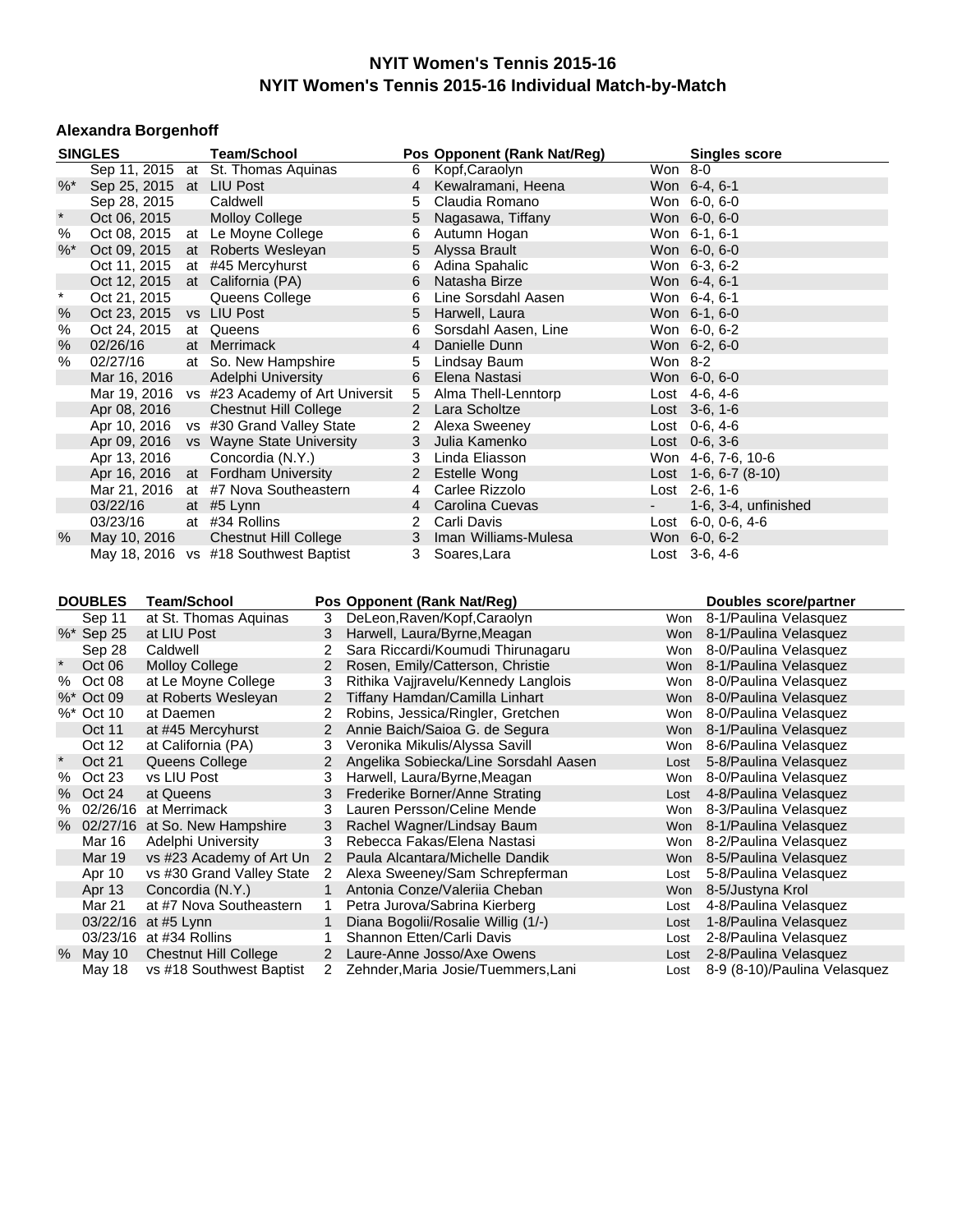# NYIT Women's Tennis 2015-16

## NYIT Women's Tennis 2015-16 Individual Match-by-Match

### Alexandra Borgenhoff

| | SINGLES | | Team/School | Pos | Opponent (Rank Nat/Reg) | | Singles score |
|---|---|---|---|---|---|---|---|
| | Sep 11, 2015 | at | St. Thomas Aquinas | 6 | Kopf,Caraolyn | Won | 8-0 |
| %* | Sep 25, 2015 | at | LIU Post | 4 | Kewalramani, Heena | Won | 6-4, 6-1 |
| | Sep 28, 2015 | | Caldwell | 5 | Claudia Romano | Won | 6-0, 6-0 |
| * | Oct 06, 2015 | | Molloy College | 5 | Nagasawa, Tiffany | Won | 6-0, 6-0 |
| % | Oct 08, 2015 | at | Le Moyne College | 6 | Autumn Hogan | Won | 6-1, 6-1 |
| %* | Oct 09, 2015 | at | Roberts Wesleyan | 5 | Alyssa Brault | Won | 6-0, 6-0 |
| | Oct 11, 2015 | at | #45 Mercyhurst | 6 | Adina Spahalic | Won | 6-3, 6-2 |
| | Oct 12, 2015 | at | California (PA) | 6 | Natasha Birze | Won | 6-4, 6-1 |
| * | Oct 21, 2015 | | Queens College | 6 | Line Sorsdahl Aasen | Won | 6-4, 6-1 |
| % | Oct 23, 2015 | vs | LIU Post | 5 | Harwell, Laura | Won | 6-1, 6-0 |
| % | Oct 24, 2015 | at | Queens | 6 | Sorsdahl Aasen, Line | Won | 6-0, 6-2 |
| % | 02/26/16 | at | Merrimack | 4 | Danielle Dunn | Won | 6-2, 6-0 |
| % | 02/27/16 | at | So. New Hampshire | 5 | Lindsay Baum | Won | 8-2 |
| | Mar 16, 2016 | | Adelphi University | 6 | Elena Nastasi | Won | 6-0, 6-0 |
| | Mar 19, 2016 | vs | #23 Academy of Art Universit | 5 | Alma Thell-Lenntorp | Lost | 4-6, 4-6 |
| | Apr 08, 2016 | | Chestnut Hill College | 2 | Lara Scholtze | Lost | 3-6, 1-6 |
| | Apr 10, 2016 | vs | #30 Grand Valley State | 2 | Alexa Sweeney | Lost | 0-6, 4-6 |
| | Apr 09, 2016 | vs | Wayne State University | 3 | Julia Kamenko | Lost | 0-6, 3-6 |
| | Apr 13, 2016 | | Concordia (N.Y.) | 3 | Linda Eliasson | Won | 4-6, 7-6, 10-6 |
| | Apr 16, 2016 | at | Fordham University | 2 | Estelle Wong | Lost | 1-6, 6-7 (8-10) |
| | Mar 21, 2016 | at | #7 Nova Southeastern | 4 | Carlee Rizzolo | Lost | 2-6, 1-6 |
| | 03/22/16 | at | #5 Lynn | 4 | Carolina Cuevas | - | 1-6, 3-4, unfinished |
| | 03/23/16 | at | #34 Rollins | 2 | Carli Davis | Lost | 6-0, 0-6, 4-6 |
| % | May 10, 2016 | | Chestnut Hill College | 3 | Iman Williams-Mulesa | Won | 6-0, 6-2 |
| | May 18, 2016 | vs | #18 Southwest Baptist | 3 | Soares,Lara | Lost | 3-6, 4-6 |

| | DOUBLES | Team/School | Pos | Opponent (Rank Nat/Reg) | | Doubles score/partner |
|---|---|---|---|---|---|---|
| | Sep 11 | at St. Thomas Aquinas | 3 | DeLeon,Raven/Kopf,Caraolyn | Won | 8-1/Paulina Velasquez |
| %* | Sep 25 | at LIU Post | 3 | Harwell, Laura/Byrne,Meagan | Won | 8-1/Paulina Velasquez |
| | Sep 28 | Caldwell | 2 | Sara Riccardi/Koumudi Thirunagaru | Won | 8-0/Paulina Velasquez |
| * | Oct 06 | Molloy College | 2 | Rosen, Emily/Catterson, Christie | Won | 8-1/Paulina Velasquez |
| % | Oct 08 | at Le Moyne College | 3 | Rithika Vajjravelu/Kennedy Langlois | Won | 8-0/Paulina Velasquez |
| %* | Oct 09 | at Roberts Wesleyan | 2 | Tiffany Hamdan/Camilla Linhart | Won | 8-0/Paulina Velasquez |
| %* | Oct 10 | at Daemen | 2 | Robins, Jessica/Ringler, Gretchen | Won | 8-0/Paulina Velasquez |
| | Oct 11 | at #45 Mercyhurst | 2 | Annie Baich/Saioa G. de Segura | Won | 8-1/Paulina Velasquez |
| | Oct 12 | at California (PA) | 3 | Veronika Mikulis/Alyssa Savill | Won | 8-6/Paulina Velasquez |
| * | Oct 21 | Queens College | 2 | Angelika Sobiecka/Line Sorsdahl Aasen | Lost | 5-8/Paulina Velasquez |
| % | Oct 23 | vs LIU Post | 3 | Harwell, Laura/Byrne,Meagan | Won | 8-0/Paulina Velasquez |
| % | Oct 24 | at Queens | 3 | Frederike Borner/Anne Strating | Lost | 4-8/Paulina Velasquez |
| % | 02/26/16 | at Merrimack | 3 | Lauren Persson/Celine Mende | Won | 8-3/Paulina Velasquez |
| % | 02/27/16 | at So. New Hampshire | 3 | Rachel Wagner/Lindsay Baum | Won | 8-1/Paulina Velasquez |
| | Mar 16 | Adelphi University | 3 | Rebecca Fakas/Elena Nastasi | Won | 8-2/Paulina Velasquez |
| | Mar 19 | vs #23 Academy of Art Un | 2 | Paula Alcantara/Michelle Dandik | Won | 8-5/Paulina Velasquez |
| | Apr 10 | vs #30 Grand Valley State | 2 | Alexa Sweeney/Sam Schrepferman | Lost | 5-8/Paulina Velasquez |
| | Apr 13 | Concordia (N.Y.) | 1 | Antonia Conze/Valeriia Cheban | Won | 8-5/Justyna Krol |
| | Mar 21 | at #7 Nova Southeastern | 1 | Petra Jurova/Sabrina Kierberg | Lost | 4-8/Paulina Velasquez |
| | 03/22/16 | at #5 Lynn | 1 | Diana Bogolii/Rosalie Willig (1/-) | Lost | 1-8/Paulina Velasquez |
| | 03/23/16 | at #34 Rollins | 1 | Shannon Etten/Carli Davis | Lost | 2-8/Paulina Velasquez |
| % | May 10 | Chestnut Hill College | 2 | Laure-Anne Josso/Axe Owens | Lost | 2-8/Paulina Velasquez |
| | May 18 | vs #18 Southwest Baptist | 2 | Zehnder,Maria Josie/Tuemmers,Lani | Lost | 8-9 (8-10)/Paulina Velasquez |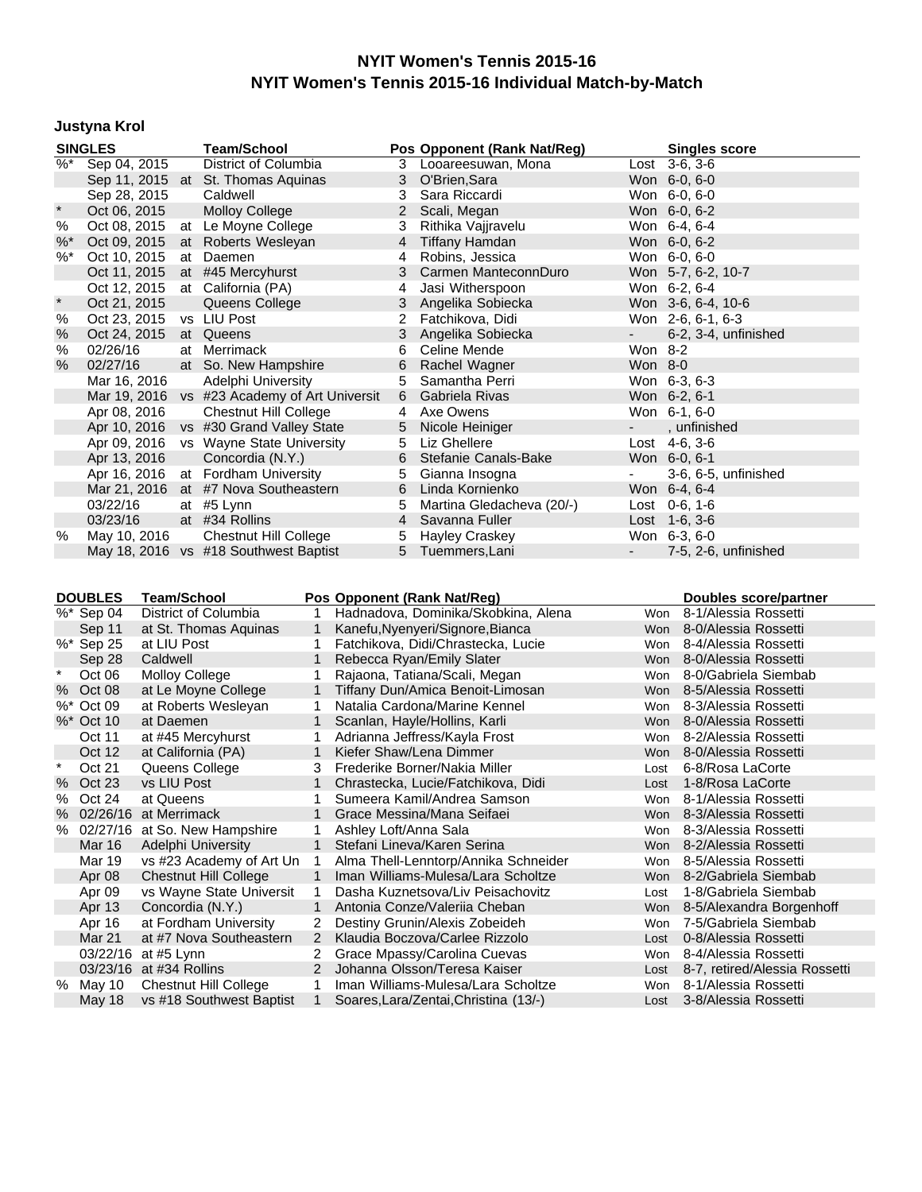# NYIT Women's Tennis 2015-16
# NYIT Women's Tennis 2015-16 Individual Match-by-Match

### Justyna Krol

| | SINGLES | | Team/School | Pos | Opponent (Rank Nat/Reg) | | Singles score |
|---|---|---|---|---|---|---|---|
| %* | Sep 04, 2015 | | District of Columbia | 3 | Looareesuwan, Mona | Lost | 3-6, 3-6 |
| | Sep 11, 2015 | at | St. Thomas Aquinas | 3 | O'Brien,Sara | Won | 6-0, 6-0 |
| | Sep 28, 2015 | | Caldwell | 3 | Sara Riccardi | Won | 6-0, 6-0 |
| * | Oct 06, 2015 | | Molloy College | 2 | Scali, Megan | Won | 6-0, 6-2 |
| % | Oct 08, 2015 | at | Le Moyne College | 3 | Rithika Vajjravelu | Won | 6-4, 6-4 |
| %* | Oct 09, 2015 | at | Roberts Wesleyan | 4 | Tiffany Hamdan | Won | 6-0, 6-2 |
| %* | Oct 10, 2015 | at | Daemen | 4 | Robins, Jessica | Won | 6-0, 6-0 |
| | Oct 11, 2015 | at | #45 Mercyhurst | 3 | Carmen ManteconnDuro | Won | 5-7, 6-2, 10-7 |
| | Oct 12, 2015 | at | California (PA) | 4 | Jasi Witherspoon | Won | 6-2, 6-4 |
| * | Oct 21, 2015 | | Queens College | 3 | Angelika Sobiecka | Won | 3-6, 6-4, 10-6 |
| % | Oct 23, 2015 | vs | LIU Post | 2 | Fatchikova, Didi | Won | 2-6, 6-1, 6-3 |
| % | Oct 24, 2015 | at | Queens | 3 | Angelika Sobiecka | - | 6-2, 3-4, unfinished |
| % | 02/26/16 | at | Merrimack | 6 | Celine Mende | Won | 8-2 |
| % | 02/27/16 | at | So. New Hampshire | 6 | Rachel Wagner | Won | 8-0 |
| | Mar 16, 2016 | | Adelphi University | 5 | Samantha Perri | Won | 6-3, 6-3 |
| | Mar 19, 2016 | vs | #23 Academy of Art Universit | 6 | Gabriela Rivas | Won | 6-2, 6-1 |
| | Apr 08, 2016 | | Chestnut Hill College | 4 | Axe Owens | Won | 6-1, 6-0 |
| | Apr 10, 2016 | vs | #30 Grand Valley State | 5 | Nicole Heiniger | - | , unfinished |
| | Apr 09, 2016 | vs | Wayne State University | 5 | Liz Ghellere | Lost | 4-6, 3-6 |
| | Apr 13, 2016 | | Concordia (N.Y.) | 6 | Stefanie Canals-Bake | Won | 6-0, 6-1 |
| | Apr 16, 2016 | at | Fordham University | 5 | Gianna Insogna | - | 3-6, 6-5, unfinished |
| | Mar 21, 2016 | at | #7 Nova Southeastern | 6 | Linda Kornienko | Won | 6-4, 6-4 |
| | 03/22/16 | at | #5 Lynn | 5 | Martina Gledacheva (20/-) | Lost | 0-6, 1-6 |
| | 03/23/16 | at | #34 Rollins | 4 | Savanna Fuller | Lost | 1-6, 3-6 |
| % | May 10, 2016 | | Chestnut Hill College | 5 | Hayley Craskey | Won | 6-3, 6-0 |
| | May 18, 2016 | vs | #18 Southwest Baptist | 5 | Tuemmers,Lani | - | 7-5, 2-6, unfinished |

| | DOUBLES | Team/School | Pos | Opponent (Rank Nat/Reg) | | Doubles score/partner |
|---|---|---|---|---|---|---|
| %* | Sep 04 | District of Columbia | 1 | Hadnadova, Dominika/Skobkina, Alena | Won | 8-1/Alessia Rossetti |
| | Sep 11 | at St. Thomas Aquinas | 1 | Kanefu,Nyenyeri/Signore,Bianca | Won | 8-0/Alessia Rossetti |
| %* | Sep 25 | at LIU Post | 1 | Fatchikova, Didi/Chrastecka, Lucie | Won | 8-4/Alessia Rossetti |
| | Sep 28 | Caldwell | 1 | Rebecca Ryan/Emily Slater | Won | 8-0/Alessia Rossetti |
| * | Oct 06 | Molloy College | 1 | Rajaona, Tatiana/Scali, Megan | Won | 8-0/Gabriela Siembab |
| % | Oct 08 | at Le Moyne College | 1 | Tiffany Dun/Amica Benoit-Limosan | Won | 8-5/Alessia Rossetti |
| %* | Oct 09 | at Roberts Wesleyan | 1 | Natalia Cardona/Marine Kennel | Won | 8-3/Alessia Rossetti |
| %* | Oct 10 | at Daemen | 1 | Scanlan, Hayle/Hollins, Karli | Won | 8-0/Alessia Rossetti |
| | Oct 11 | at #45 Mercyhurst | 1 | Adrianna Jeffress/Kayla Frost | Won | 8-2/Alessia Rossetti |
| | Oct 12 | at California (PA) | 1 | Kiefer Shaw/Lena Dimmer | Won | 8-0/Alessia Rossetti |
| * | Oct 21 | Queens College | 3 | Frederike Borner/Nakia Miller | Lost | 6-8/Rosa LaCorte |
| % | Oct 23 | vs LIU Post | 1 | Chrastecka, Lucie/Fatchikova, Didi | Lost | 1-8/Rosa LaCorte |
| % | Oct 24 | at Queens | 1 | Sumeera Kamil/Andrea Samson | Won | 8-1/Alessia Rossetti |
| % | 02/26/16 | at Merrimack | 1 | Grace Messina/Mana Seifaei | Won | 8-3/Alessia Rossetti |
| % | 02/27/16 | at So. New Hampshire | 1 | Ashley Loft/Anna Sala | Won | 8-3/Alessia Rossetti |
| | Mar 16 | Adelphi University | 1 | Stefani Lineva/Karen Serina | Won | 8-2/Alessia Rossetti |
| | Mar 19 | vs #23 Academy of Art Un | 1 | Alma Thell-Lenntorp/Annika Schneider | Won | 8-5/Alessia Rossetti |
| | Apr 08 | Chestnut Hill College | 1 | Iman Williams-Mulesa/Lara Scholtze | Won | 8-2/Gabriela Siembab |
| | Apr 09 | vs Wayne State Universit | 1 | Dasha Kuznetsova/Liv Peisachovitz | Lost | 1-8/Gabriela Siembab |
| | Apr 13 | Concordia (N.Y.) | 1 | Antonia Conze/Valeriia Cheban | Won | 8-5/Alexandra Borgenhoff |
| | Apr 16 | at Fordham University | 2 | Destiny Grunin/Alexis Zobeideh | Won | 7-5/Gabriela Siembab |
| | Mar 21 | at #7 Nova Southeastern | 2 | Klaudia Boczova/Carlee Rizzolo | Lost | 0-8/Alessia Rossetti |
| | 03/22/16 | at #5 Lynn | 2 | Grace Mpassy/Carolina Cuevas | Won | 8-4/Alessia Rossetti |
| | 03/23/16 | at #34 Rollins | 2 | Johanna Olsson/Teresa Kaiser | Lost | 8-7, retired/Alessia Rossetti |
| % | May 10 | Chestnut Hill College | 1 | Iman Williams-Mulesa/Lara Scholtze | Won | 8-1/Alessia Rossetti |
| | May 18 | vs #18 Southwest Baptist | 1 | Soares,Lara/Zentai,Christina (13/-) | Lost | 3-8/Alessia Rossetti |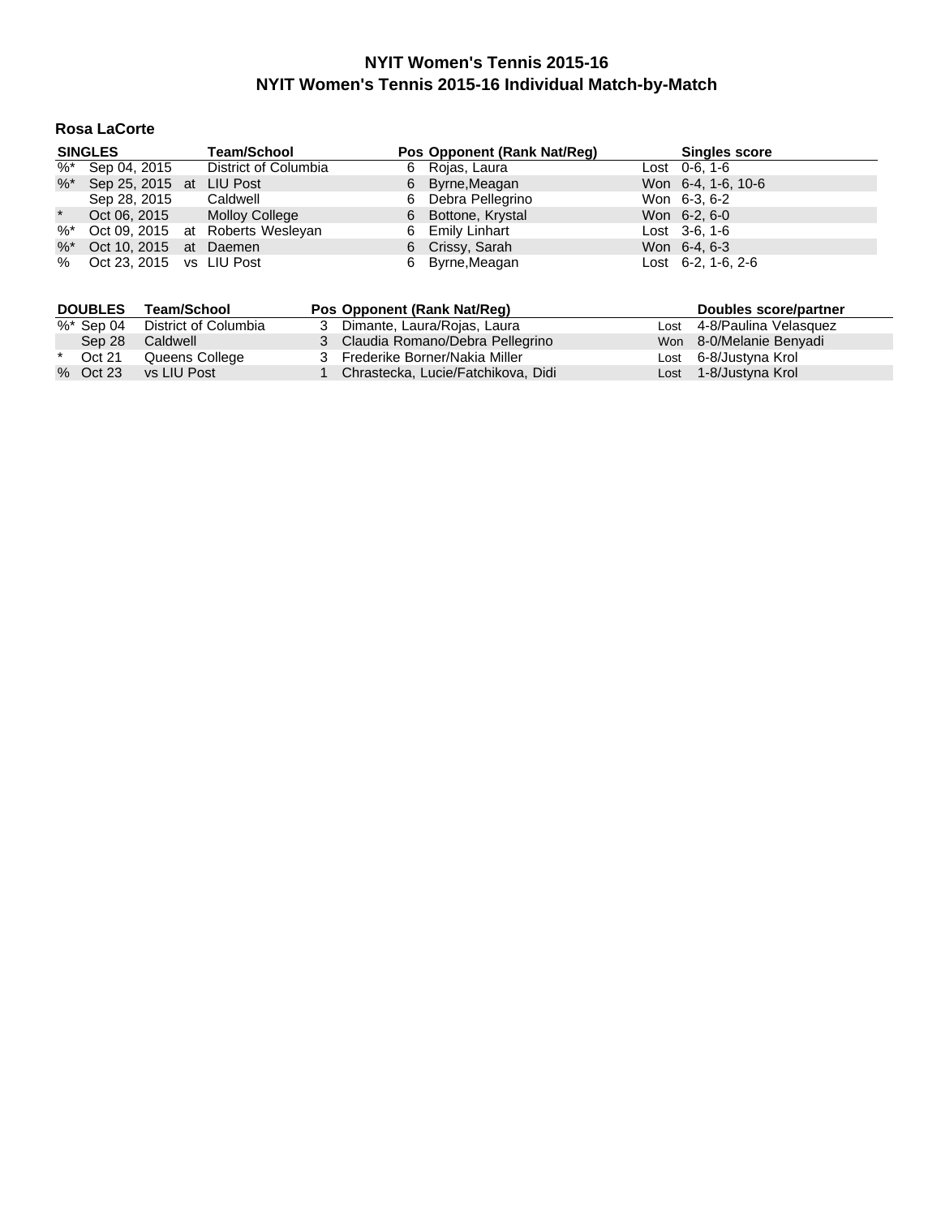# NYIT Women's Tennis 2015-16

## NYIT Women's Tennis 2015-16 Individual Match-by-Match

### Rosa LaCorte

| SINGLES | | | Team/School | Pos | Opponent (Rank Nat/Reg) | | Singles score |
|---|---|---|---|---|---|---|---|
| %* | Sep 04, 2015 | | District of Columbia | 6 | Rojas, Laura | Lost | 0-6, 1-6 |
| %* | Sep 25, 2015 | at | LIU Post | 6 | Byrne,Meagan | Won | 6-4, 1-6, 10-6 |
| | Sep 28, 2015 | | Caldwell | 6 | Debra Pellegrino | Won | 6-3, 6-2 |
| * | Oct 06, 2015 | | Molloy College | 6 | Bottone, Krystal | Won | 6-2, 6-0 |
| %* | Oct 09, 2015 | at | Roberts Wesleyan | 6 | Emily Linhart | Lost | 3-6, 1-6 |
| %* | Oct 10, 2015 | at | Daemen | 6 | Crissy, Sarah | Won | 6-4, 6-3 |
| % | Oct 23, 2015 | vs | LIU Post | 6 | Byrne,Meagan | Lost | 6-2, 1-6, 2-6 |

| DOUBLES | | Team/School | Pos | Opponent (Rank Nat/Reg) | | Doubles score/partner |
|---|---|---|---|---|---|---|
| %* | Sep 04 | District of Columbia | 3 | Dimante, Laura/Rojas, Laura | Lost | 4-8/Paulina Velasquez |
| | Sep 28 | Caldwell | 3 | Claudia Romano/Debra Pellegrino | Won | 8-0/Melanie Benyadi |
| * | Oct 21 | Queens College | 3 | Frederike Borner/Nakia Miller | Lost | 6-8/Justyna Krol |
| % | Oct 23 | vs LIU Post | 1 | Chrastecka, Lucie/Fatchikova, Didi | Lost | 1-8/Justyna Krol |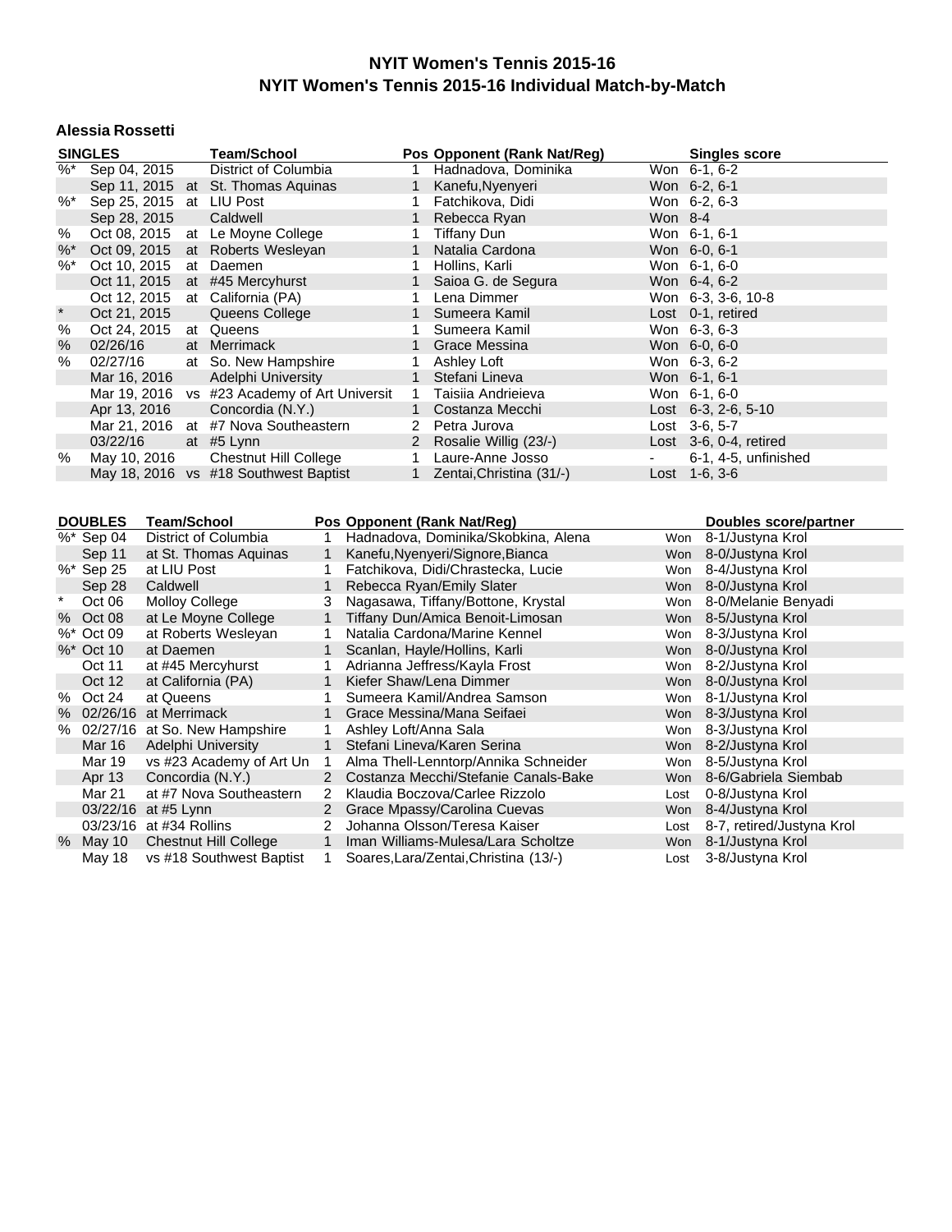# NYIT Women's Tennis 2015-16

## NYIT Women's Tennis 2015-16 Individual Match-by-Match

### Alessia Rossetti

| | SINGLES | | Team/School | Pos | Opponent (Rank Nat/Reg) | | Singles score |
|---|---|---|---|---|---|---|---|
| %* | Sep 04, 2015 | | District of Columbia | 1 | Hadnadova, Dominika | Won | 6-1, 6-2 |
| | Sep 11, 2015 | at | St. Thomas Aquinas | 1 | Kanefu,Nyenyeri | Won | 6-2, 6-1 |
| %* | Sep 25, 2015 | at | LIU Post | 1 | Fatchikova, Didi | Won | 6-2, 6-3 |
| | Sep 28, 2015 | | Caldwell | 1 | Rebecca Ryan | Won | 8-4 |
| % | Oct 08, 2015 | at | Le Moyne College | 1 | Tiffany Dun | Won | 6-1, 6-1 |
| %* | Oct 09, 2015 | at | Roberts Wesleyan | 1 | Natalia Cardona | Won | 6-0, 6-1 |
| %* | Oct 10, 2015 | at | Daemen | 1 | Hollins, Karli | Won | 6-1, 6-0 |
| | Oct 11, 2015 | at | #45 Mercyhurst | 1 | Saioa G. de Segura | Won | 6-4, 6-2 |
| | Oct 12, 2015 | at | California (PA) | 1 | Lena Dimmer | Won | 6-3, 3-6, 10-8 |
| * | Oct 21, 2015 | | Queens College | 1 | Sumeera Kamil | Lost | 0-1, retired |
| % | Oct 24, 2015 | at | Queens | 1 | Sumeera Kamil | Won | 6-3, 6-3 |
| % | 02/26/16 | at | Merrimack | 1 | Grace Messina | Won | 6-0, 6-0 |
| % | 02/27/16 | at | So. New Hampshire | 1 | Ashley Loft | Won | 6-3, 6-2 |
| | Mar 16, 2016 | | Adelphi University | 1 | Stefani Lineva | Won | 6-1, 6-1 |
| | Mar 19, 2016 | vs | #23 Academy of Art Universit | 1 | Taisiia Andrieieva | Won | 6-1, 6-0 |
| | Apr 13, 2016 | | Concordia (N.Y.) | 1 | Costanza Mecchi | Lost | 6-3, 2-6, 5-10 |
| | Mar 21, 2016 | at | #7 Nova Southeastern | 2 | Petra Jurova | Lost | 3-6, 5-7 |
| | 03/22/16 | at | #5 Lynn | 2 | Rosalie Willig (23/-) | Lost | 3-6, 0-4, retired |
| % | May 10, 2016 | | Chestnut Hill College | 1 | Laure-Anne Josso | - | 6-1, 4-5, unfinished |
| | May 18, 2016 | vs | #18 Southwest Baptist | 1 | Zentai,Christina (31/-) | Lost | 1-6, 3-6 |

| | DOUBLES | Team/School | Pos | Opponent (Rank Nat/Reg) | | Doubles score/partner |
|---|---|---|---|---|---|---|
| %* | Sep 04 | District of Columbia | 1 | Hadnadova, Dominika/Skobkina, Alena | Won | 8-1/Justyna Krol |
| | Sep 11 | at St. Thomas Aquinas | 1 | Kanefu,Nyenyeri/Signore,Bianca | Won | 8-0/Justyna Krol |
| %* | Sep 25 | at LIU Post | 1 | Fatchikova, Didi/Chrastecka, Lucie | Won | 8-4/Justyna Krol |
| | Sep 28 | Caldwell | 1 | Rebecca Ryan/Emily Slater | Won | 8-0/Justyna Krol |
| * | Oct 06 | Molloy College | 3 | Nagasawa, Tiffany/Bottone, Krystal | Won | 8-0/Melanie Benyadi |
| % | Oct 08 | at Le Moyne College | 1 | Tiffany Dun/Amica Benoit-Limosan | Won | 8-5/Justyna Krol |
| %* | Oct 09 | at Roberts Wesleyan | 1 | Natalia Cardona/Marine Kennel | Won | 8-3/Justyna Krol |
| %* | Oct 10 | at Daemen | 1 | Scanlan, Hayle/Hollins, Karli | Won | 8-0/Justyna Krol |
| | Oct 11 | at #45 Mercyhurst | 1 | Adrianna Jeffress/Kayla Frost | Won | 8-2/Justyna Krol |
| | Oct 12 | at California (PA) | 1 | Kiefer Shaw/Lena Dimmer | Won | 8-0/Justyna Krol |
| % | Oct 24 | at Queens | 1 | Sumeera Kamil/Andrea Samson | Won | 8-1/Justyna Krol |
| % | 02/26/16 | at Merrimack | 1 | Grace Messina/Mana Seifaei | Won | 8-3/Justyna Krol |
| % | 02/27/16 | at So. New Hampshire | 1 | Ashley Loft/Anna Sala | Won | 8-3/Justyna Krol |
| | Mar 16 | Adelphi University | 1 | Stefani Lineva/Karen Serina | Won | 8-2/Justyna Krol |
| | Mar 19 | vs #23 Academy of Art Un | 1 | Alma Thell-Lenntorp/Annika Schneider | Won | 8-5/Justyna Krol |
| | Apr 13 | Concordia (N.Y.) | 2 | Costanza Mecchi/Stefanie Canals-Bake | Won | 8-6/Gabriela Siembab |
| | Mar 21 | at #7 Nova Southeastern | 2 | Klaudia Boczova/Carlee Rizzolo | Lost | 0-8/Justyna Krol |
| | 03/22/16 | at #5 Lynn | 2 | Grace Mpassy/Carolina Cuevas | Won | 8-4/Justyna Krol |
| | 03/23/16 | at #34 Rollins | 2 | Johanna Olsson/Teresa Kaiser | Lost | 8-7, retired/Justyna Krol |
| % | May 10 | Chestnut Hill College | 1 | Iman Williams-Mulesa/Lara Scholtze | Won | 8-1/Justyna Krol |
| | May 18 | vs #18 Southwest Baptist | 1 | Soares,Lara/Zentai,Christina (13/-) | Lost | 3-8/Justyna Krol |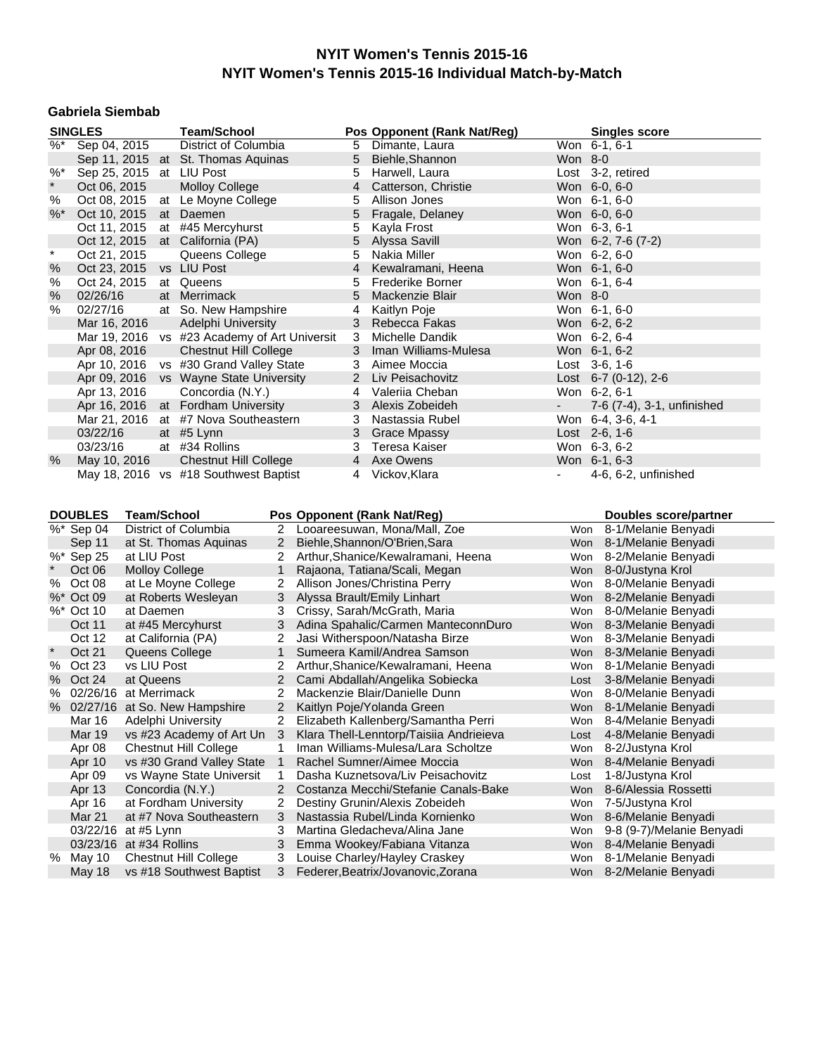# NYIT Women's Tennis 2015-16

## NYIT Women's Tennis 2015-16 Individual Match-by-Match

### Gabriela Siembab

| SINGLES | | | Team/School | Pos | Opponent (Rank Nat/Reg) | | Singles score |
|---|---|---|---|---|---|---|---|
| %* | Sep 04, 2015 | | District of Columbia | 5 | Dimante, Laura | Won | 6-1, 6-1 |
| | Sep 11, 2015 | at | St. Thomas Aquinas | 5 | Biehle,Shannon | Won | 8-0 |
| %* | Sep 25, 2015 | at | LIU Post | 5 | Harwell, Laura | Lost | 3-2, retired |
| * | Oct 06, 2015 | | Molloy College | 4 | Catterson, Christie | Won | 6-0, 6-0 |
| % | Oct 08, 2015 | at | Le Moyne College | 5 | Allison Jones | Won | 6-1, 6-0 |
| %* | Oct 10, 2015 | at | Daemen | 5 | Fragale, Delaney | Won | 6-0, 6-0 |
| | Oct 11, 2015 | at | #45 Mercyhurst | 5 | Kayla Frost | Won | 6-3, 6-1 |
| | Oct 12, 2015 | at | California (PA) | 5 | Alyssa Savill | Won | 6-2, 7-6 (7-2) |
| * | Oct 21, 2015 | | Queens College | 5 | Nakia Miller | Won | 6-2, 6-0 |
| % | Oct 23, 2015 | vs | LIU Post | 4 | Kewalramani, Heena | Won | 6-1, 6-0 |
| % | Oct 24, 2015 | at | Queens | 5 | Frederike Borner | Won | 6-1, 6-4 |
| % | 02/26/16 | at | Merrimack | 5 | Mackenzie Blair | Won | 8-0 |
| % | 02/27/16 | at | So. New Hampshire | 4 | Kaitlyn Poje | Won | 6-1, 6-0 |
| | Mar 16, 2016 | | Adelphi University | 3 | Rebecca Fakas | Won | 6-2, 6-2 |
| | Mar 19, 2016 | vs | #23 Academy of Art Universit | 3 | Michelle Dandik | Won | 6-2, 6-4 |
| | Apr 08, 2016 | | Chestnut Hill College | 3 | Iman Williams-Mulesa | Won | 6-1, 6-2 |
| | Apr 10, 2016 | vs | #30 Grand Valley State | 3 | Aimee Moccia | Lost | 3-6, 1-6 |
| | Apr 09, 2016 | vs | Wayne State University | 2 | Liv Peisachovitz | Lost | 6-7 (0-12), 2-6 |
| | Apr 13, 2016 | | Concordia (N.Y.) | 4 | Valeriia Cheban | Won | 6-2, 6-1 |
| | Apr 16, 2016 | at | Fordham University | 3 | Alexis Zobeideh | - | 7-6 (7-4), 3-1, unfinished |
| | Mar 21, 2016 | at | #7 Nova Southeastern | 3 | Nastassia Rubel | Won | 6-4, 3-6, 4-1 |
| | 03/22/16 | at | #5 Lynn | 3 | Grace Mpassy | Lost | 2-6, 1-6 |
| | 03/23/16 | at | #34 Rollins | 3 | Teresa Kaiser | Won | 6-3, 6-2 |
| % | May 10, 2016 | | Chestnut Hill College | 4 | Axe Owens | Won | 6-1, 6-3 |
| | May 18, 2016 | vs | #18 Southwest Baptist | 4 | Vickov,Klara | - | 4-6, 6-2, unfinished |

| DOUBLES | | Team/School | Pos | Opponent (Rank Nat/Reg) | | Doubles score/partner |
|---|---|---|---|---|---|---|
| %* | Sep 04 | District of Columbia | 2 | Looareesuwan, Mona/Mall, Zoe | Won | 8-1/Melanie Benyadi |
| | Sep 11 | at St. Thomas Aquinas | 2 | Biehle,Shannon/O'Brien,Sara | Won | 8-1/Melanie Benyadi |
| %* | Sep 25 | at LIU Post | 2 | Arthur,Shanice/Kewalramani, Heena | Won | 8-2/Melanie Benyadi |
| * | Oct 06 | Molloy College | 1 | Rajaona, Tatiana/Scali, Megan | Won | 8-0/Justyna Krol |
| % | Oct 08 | at Le Moyne College | 2 | Allison Jones/Christina Perry | Won | 8-0/Melanie Benyadi |
| %* | Oct 09 | at Roberts Wesleyan | 3 | Alyssa Brault/Emily Linhart | Won | 8-2/Melanie Benyadi |
| %* | Oct 10 | at Daemen | 3 | Crissy, Sarah/McGrath, Maria | Won | 8-0/Melanie Benyadi |
| | Oct 11 | at #45 Mercyhurst | 3 | Adina Spahalic/Carmen ManteconnDuro | Won | 8-3/Melanie Benyadi |
| | Oct 12 | at California (PA) | 2 | Jasi Witherspoon/Natasha Birze | Won | 8-3/Melanie Benyadi |
| * | Oct 21 | Queens College | 1 | Sumeera Kamil/Andrea Samson | Won | 8-3/Melanie Benyadi |
| % | Oct 23 | vs LIU Post | 2 | Arthur,Shanice/Kewalramani, Heena | Won | 8-1/Melanie Benyadi |
| % | Oct 24 | at Queens | 2 | Cami Abdallah/Angelika Sobiecka | Lost | 3-8/Melanie Benyadi |
| % | 02/26/16 | at Merrimack | 2 | Mackenzie Blair/Danielle Dunn | Won | 8-0/Melanie Benyadi |
| % | 02/27/16 | at So. New Hampshire | 2 | Kaitlyn Poje/Yolanda Green | Won | 8-1/Melanie Benyadi |
| | Mar 16 | Adelphi University | 2 | Elizabeth Kallenberg/Samantha Perri | Won | 8-4/Melanie Benyadi |
| | Mar 19 | vs #23 Academy of Art Un | 3 | Klara Thell-Lenntorp/Taisiia Andrieieva | Lost | 4-8/Melanie Benyadi |
| | Apr 08 | Chestnut Hill College | 1 | Iman Williams-Mulesa/Lara Scholtze | Won | 8-2/Justyna Krol |
| | Apr 10 | vs #30 Grand Valley State | 1 | Rachel Sumner/Aimee Moccia | Won | 8-4/Melanie Benyadi |
| | Apr 09 | vs Wayne State Universit | 1 | Dasha Kuznetsova/Liv Peisachovitz | Lost | 1-8/Justyna Krol |
| | Apr 13 | Concordia (N.Y.) | 2 | Costanza Mecchi/Stefanie Canals-Bake | Won | 8-6/Alessia Rossetti |
| | Apr 16 | at Fordham University | 2 | Destiny Grunin/Alexis Zobeideh | Won | 7-5/Justyna Krol |
| | Mar 21 | at #7 Nova Southeastern | 3 | Nastassia Rubel/Linda Kornienko | Won | 8-6/Melanie Benyadi |
| | 03/22/16 | at #5 Lynn | 3 | Martina Gledacheva/Alina Jane | Won | 9-8 (9-7)/Melanie Benyadi |
| | 03/23/16 | at #34 Rollins | 3 | Emma Wookey/Fabiana Vitanza | Won | 8-4/Melanie Benyadi |
| % | May 10 | Chestnut Hill College | 3 | Louise Charley/Hayley Craskey | Won | 8-1/Melanie Benyadi |
| | May 18 | vs #18 Southwest Baptist | 3 | Federer,Beatrix/Jovanovic,Zorana | Won | 8-2/Melanie Benyadi |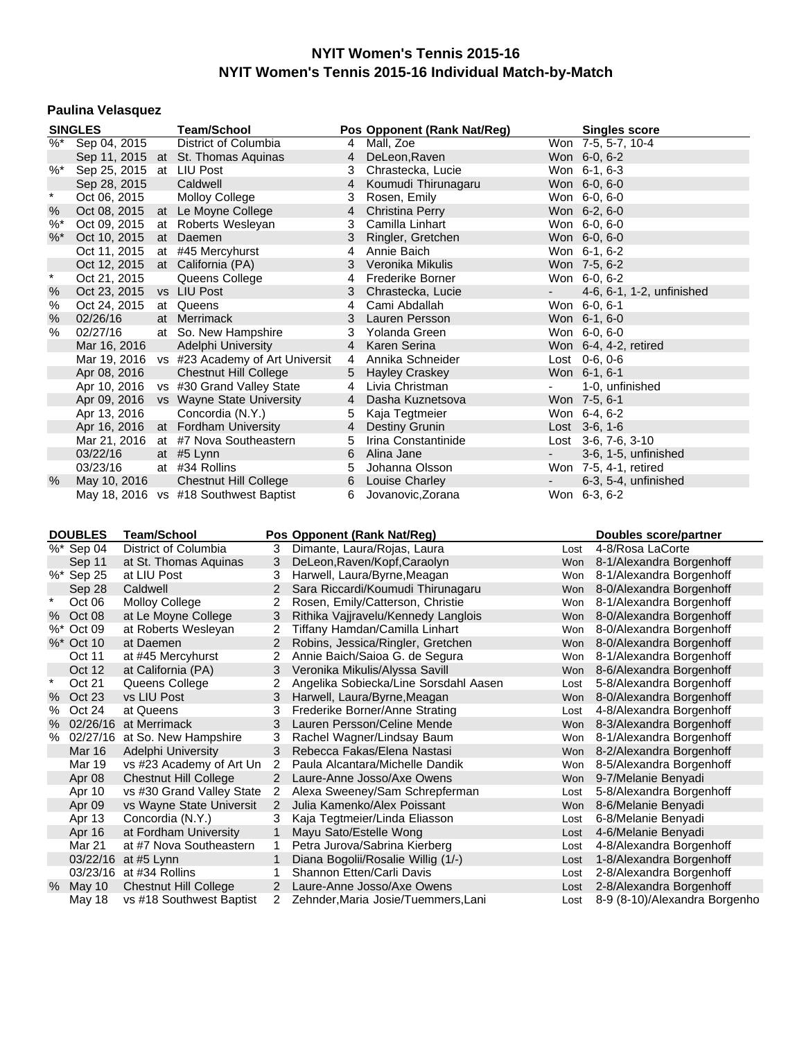# NYIT Women's Tennis 2015-16
## NYIT Women's Tennis 2015-16 Individual Match-by-Match

### Paulina Velasquez

| SINGLES | | | Team/School | Pos | Opponent (Rank Nat/Reg) | | Singles score |
|---|---|---|---|---|---|---|---|
| %* | Sep 04, 2015 | | District of Columbia | 4 | Mall, Zoe | Won | 7-5, 5-7, 10-4 |
| | Sep 11, 2015 | at | St. Thomas Aquinas | 4 | DeLeon,Raven | Won | 6-0, 6-2 |
| %* | Sep 25, 2015 | at | LIU Post | 3 | Chrastecka, Lucie | Won | 6-1, 6-3 |
| | Sep 28, 2015 | | Caldwell | 4 | Koumudi Thirunagaru | Won | 6-0, 6-0 |
| * | Oct 06, 2015 | | Molloy College | 3 | Rosen, Emily | Won | 6-0, 6-0 |
| % | Oct 08, 2015 | at | Le Moyne College | 4 | Christina Perry | Won | 6-2, 6-0 |
| %* | Oct 09, 2015 | at | Roberts Wesleyan | 3 | Camilla Linhart | Won | 6-0, 6-0 |
| %* | Oct 10, 2015 | at | Daemen | 3 | Ringler, Gretchen | Won | 6-0, 6-0 |
| | Oct 11, 2015 | at | #45 Mercyhurst | 4 | Annie Baich | Won | 6-1, 6-2 |
| | Oct 12, 2015 | at | California (PA) | 3 | Veronika Mikulis | Won | 7-5, 6-2 |
| * | Oct 21, 2015 | | Queens College | 4 | Frederike Borner | Won | 6-0, 6-2 |
| % | Oct 23, 2015 | vs | LIU Post | 3 | Chrastecka, Lucie | - | 4-6, 6-1, 1-2, unfinished |
| % | Oct 24, 2015 | at | Queens | 4 | Cami Abdallah | Won | 6-0, 6-1 |
| % | 02/26/16 | at | Merrimack | 3 | Lauren Persson | Won | 6-1, 6-0 |
| % | 02/27/16 | at | So. New Hampshire | 3 | Yolanda Green | Won | 6-0, 6-0 |
| | Mar 16, 2016 | | Adelphi University | 4 | Karen Serina | Won | 6-4, 4-2, retired |
| | Mar 19, 2016 | vs | #23 Academy of Art Universit | 4 | Annika Schneider | Lost | 0-6, 0-6 |
| | Apr 08, 2016 | | Chestnut Hill College | 5 | Hayley Craskey | Won | 6-1, 6-1 |
| | Apr 10, 2016 | vs | #30 Grand Valley State | 4 | Livia Christman | - | 1-0, unfinished |
| | Apr 09, 2016 | vs | Wayne State University | 4 | Dasha Kuznetsova | Won | 7-5, 6-1 |
| | Apr 13, 2016 | | Concordia (N.Y.) | 5 | Kaja Tegtmeier | Won | 6-4, 6-2 |
| | Apr 16, 2016 | at | Fordham University | 4 | Destiny Grunin | Lost | 3-6, 1-6 |
| | Mar 21, 2016 | at | #7 Nova Southeastern | 5 | Irina Constantinide | Lost | 3-6, 7-6, 3-10 |
| | 03/22/16 | at | #5 Lynn | 6 | Alina Jane | - | 3-6, 1-5, unfinished |
| | 03/23/16 | at | #34 Rollins | 5 | Johanna Olsson | Won | 7-5, 4-1, retired |
| % | May 10, 2016 | | Chestnut Hill College | 6 | Louise Charley | - | 6-3, 5-4, unfinished |
| | May 18, 2016 | vs | #18 Southwest Baptist | 6 | Jovanovic,Zorana | Won | 6-3, 6-2 |

| DOUBLES | | Team/School | Pos | Opponent (Rank Nat/Reg) | | Doubles score/partner |
|---|---|---|---|---|---|---|
| %* | Sep 04 | District of Columbia | 3 | Dimante, Laura/Rojas, Laura | Lost | 4-8/Rosa LaCorte |
| | Sep 11 | at St. Thomas Aquinas | 3 | DeLeon,Raven/Kopf,Caraolyn | Won | 8-1/Alexandra Borgenhoff |
| %* | Sep 25 | at LIU Post | 3 | Harwell, Laura/Byrne,Meagan | Won | 8-1/Alexandra Borgenhoff |
| | Sep 28 | Caldwell | 2 | Sara Riccardi/Koumudi Thirunagaru | Won | 8-0/Alexandra Borgenhoff |
| * | Oct 06 | Molloy College | 2 | Rosen, Emily/Catterson, Christie | Won | 8-1/Alexandra Borgenhoff |
| % | Oct 08 | at Le Moyne College | 3 | Rithika Vajjravelu/Kennedy Langlois | Won | 8-0/Alexandra Borgenhoff |
| %* | Oct 09 | at Roberts Wesleyan | 2 | Tiffany Hamdan/Camilla Linhart | Won | 8-0/Alexandra Borgenhoff |
| %* | Oct 10 | at Daemen | 2 | Robins, Jessica/Ringler, Gretchen | Won | 8-0/Alexandra Borgenhoff |
| | Oct 11 | at #45 Mercyhurst | 2 | Annie Baich/Saioa G. de Segura | Won | 8-1/Alexandra Borgenhoff |
| | Oct 12 | at California (PA) | 3 | Veronika Mikulis/Alyssa Savill | Won | 8-6/Alexandra Borgenhoff |
| * | Oct 21 | Queens College | 2 | Angelika Sobiecka/Line Sorsdahl Aasen | Lost | 5-8/Alexandra Borgenhoff |
| % | Oct 23 | vs LIU Post | 3 | Harwell, Laura/Byrne,Meagan | Won | 8-0/Alexandra Borgenhoff |
| % | Oct 24 | at Queens | 3 | Frederike Borner/Anne Strating | Lost | 4-8/Alexandra Borgenhoff |
| % | 02/26/16 | at Merrimack | 3 | Lauren Persson/Celine Mende | Won | 8-3/Alexandra Borgenhoff |
| % | 02/27/16 | at So. New Hampshire | 3 | Rachel Wagner/Lindsay Baum | Won | 8-1/Alexandra Borgenhoff |
| | Mar 16 | Adelphi University | 3 | Rebecca Fakas/Elena Nastasi | Won | 8-2/Alexandra Borgenhoff |
| | Mar 19 | vs #23 Academy of Art Un | 2 | Paula Alcantara/Michelle Dandik | Won | 8-5/Alexandra Borgenhoff |
| | Apr 08 | Chestnut Hill College | 2 | Laure-Anne Josso/Axe Owens | Won | 9-7/Melanie Benyadi |
| | Apr 10 | vs #30 Grand Valley State | 2 | Alexa Sweeney/Sam Schrepferman | Lost | 5-8/Alexandra Borgenhoff |
| | Apr 09 | vs Wayne State Universit | 2 | Julia Kamenko/Alex Poissant | Won | 8-6/Melanie Benyadi |
| | Apr 13 | Concordia (N.Y.) | 3 | Kaja Tegtmeier/Linda Eliasson | Lost | 6-8/Melanie Benyadi |
| | Apr 16 | at Fordham University | 1 | Mayu Sato/Estelle Wong | Lost | 4-6/Melanie Benyadi |
| | Mar 21 | at #7 Nova Southeastern | 1 | Petra Jurova/Sabrina Kierberg | Lost | 4-8/Alexandra Borgenhoff |
| | 03/22/16 | at #5 Lynn | 1 | Diana Bogolii/Rosalie Willig (1/-) | Lost | 1-8/Alexandra Borgenhoff |
| | 03/23/16 | at #34 Rollins | 1 | Shannon Etten/Carli Davis | Lost | 2-8/Alexandra Borgenhoff |
| % | May 10 | Chestnut Hill College | 2 | Laure-Anne Josso/Axe Owens | Lost | 2-8/Alexandra Borgenhoff |
| | May 18 | vs #18 Southwest Baptist | 2 | Zehnder,Maria Josie/Tuemmers,Lani | Lost | 8-9 (8-10)/Alexandra Borgenho |